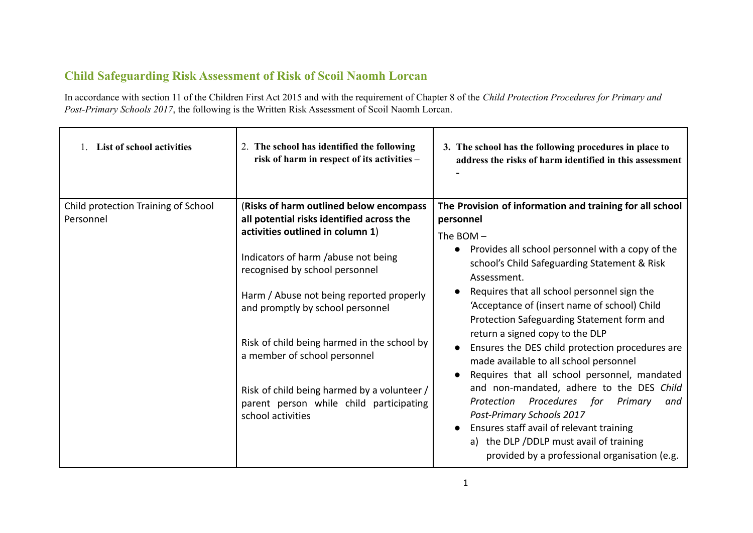## Child Safeguarding Risk Assessment of Risk of Scoil Naomh Lorcan

In accordance with section 11 of the Children First Act 2015 and with the requirement of Chapter 8 of the *Child Protection Procedures for Primary and Post-Primary Schools 2017*, the following is the Written Risk Assessment of Scoil Naomh Lorcan.

| 1. **List of school activities** | 2. **The school has identified the following risk of harm in respect of its activities –** | 3. **The school has the following procedures in place to address the risks of harm identified in this assessment -** |
|---|---|---|
| Child protection Training of School Personnel | (**Risks of harm outlined below encompass all potential risks identified across the activities outlined in column 1**)<br><br>Indicators of harm /abuse not being recognised by school personnel<br><br>Harm / Abuse not being reported properly and promptly by school personnel<br><br>Risk of child being harmed in the school by a member of school personnel<br><br>Risk of child being harmed by a volunteer / parent person while child participating school activities | **The Provision of information and training for all school personnel**<br><br>The BOM –<br>● Provides all school personnel with a copy of the school's Child Safeguarding Statement & Risk Assessment.<br>● Requires that all school personnel sign the 'Acceptance of (insert name of school) Child Protection Safeguarding Statement form and return a signed copy to the DLP<br>● Ensures the DES child protection procedures are made available to all school personnel<br>● Requires that all school personnel, mandated and non-mandated, adhere to the DES *Child Protection Procedures for Primary and Post-Primary Schools 2017*<br>● Ensures staff avail of relevant training<br>a) the DLP /DDLP must avail of training provided by a professional organisation (e.g. |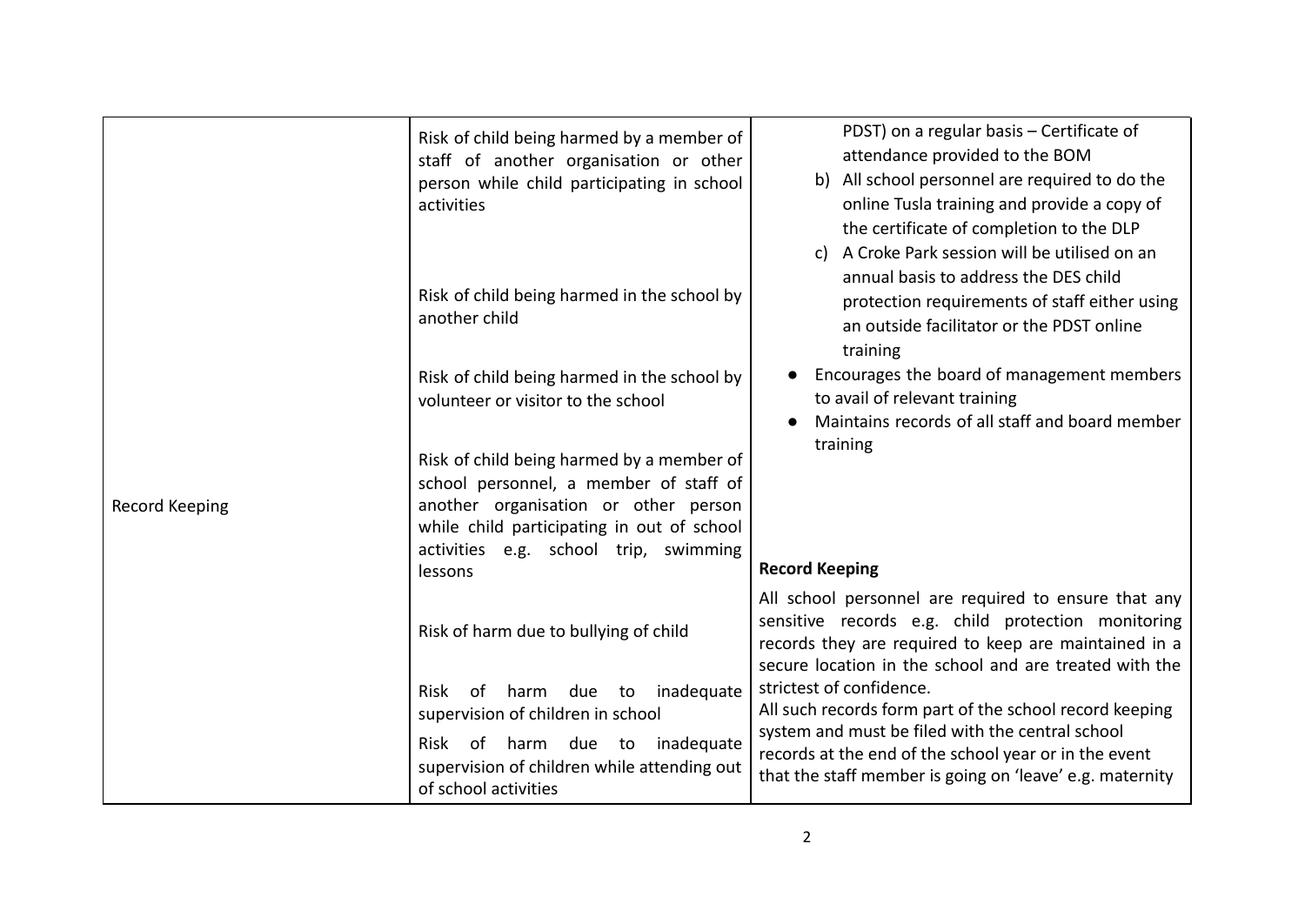| Record Keeping | Risk of child being harmed by a member of staff of another organisation or other person while child participating in school activities<br><br>Risk of child being harmed in the school by another child<br><br>Risk of child being harmed in the school by volunteer or visitor to the school<br><br>Risk of child being harmed by a member of school personnel, a member of staff of another organisation or other person while child participating in out of school activities e.g. school trip, swimming lessons<br><br>Risk of harm due to bullying of child<br><br>Risk of harm due to inadequate supervision of children in school<br><br>Risk of harm due to inadequate supervision of children while attending out of school activities | PDST) on a regular basis – Certificate of attendance provided to the BOM<br>b) All school personnel are required to do the online Tusla training and provide a copy of the certificate of completion to the DLP<br>c) A Croke Park session will be utilised on an annual basis to address the DES child protection requirements of staff either using an outside facilitator or the PDST online training<br>● Encourages the board of management members to avail of relevant training<br>● Maintains records of all staff and board member training<br><br>**Record Keeping**<br>All school personnel are required to ensure that any sensitive records e.g. child protection monitoring records they are required to keep are maintained in a secure location in the school and are treated with the strictest of confidence.<br>All such records form part of the school record keeping system and must be filed with the central school records at the end of the school year or in the event that the staff member is going on 'leave' e.g. maternity |
|---|---|---|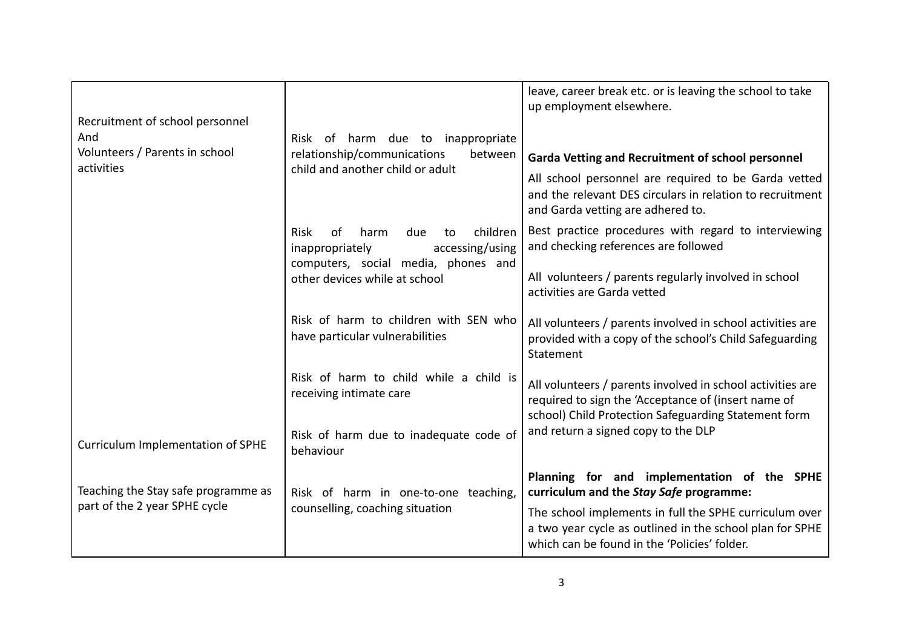| | | |
|---|---|---|
| | | leave, career break etc. or is leaving the school to take up employment elsewhere. |
| Recruitment of school personnel And Volunteers / Parents in school activities | Risk of harm due to inappropriate relationship/communications between child and another child or adult | **Garda Vetting and Recruitment of school personnel**<br>All school personnel are required to be Garda vetted and the relevant DES circulars in relation to recruitment and Garda vetting are adhered to. |
| | Risk of harm due to children inappropriately accessing/using computers, social media, phones and other devices while at school | Best practice procedures with regard to interviewing and checking references are followed<br><br>All volunteers / parents regularly involved in school activities are Garda vetted |
| | Risk of harm to children with SEN who have particular vulnerabilities | All volunteers / parents involved in school activities are provided with a copy of the school's Child Safeguarding Statement |
| | Risk of harm to child while a child is receiving intimate care | All volunteers / parents involved in school activities are required to sign the 'Acceptance of (insert name of school) Child Protection Safeguarding Statement form and return a signed copy to the DLP |
| Curriculum Implementation of SPHE | Risk of harm due to inadequate code of behaviour | |
| Teaching the Stay safe programme as part of the 2 year SPHE cycle | Risk of harm in one-to-one teaching, counselling, coaching situation | **Planning for and implementation of the SPHE curriculum and the *Stay Safe* programme:**<br>The school implements in full the SPHE curriculum over a two year cycle as outlined in the school plan for SPHE which can be found in the 'Policies' folder. |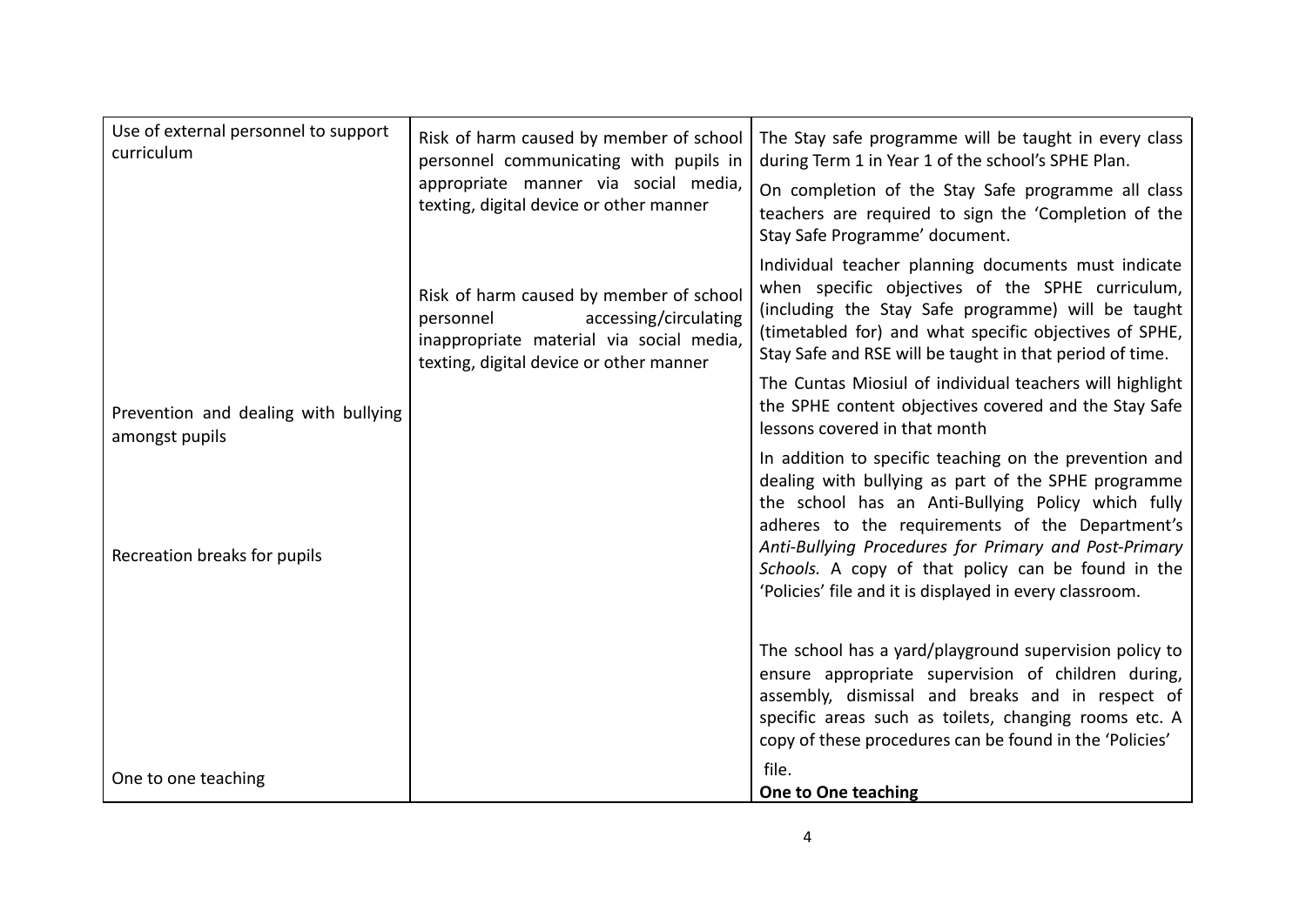| Use of external personnel to support curriculum<br><br>Prevention and dealing with bullying amongst pupils<br><br>Recreation breaks for pupils<br><br>One to one teaching | Risk of harm caused by member of school personnel communicating with pupils in appropriate manner via social media, texting, digital device or other manner<br><br>Risk of harm caused by member of school personnel accessing/circulating inappropriate material via social media, texting, digital device or other manner | The Stay safe programme will be taught in every class during Term 1 in Year 1 of the school's SPHE Plan.<br><br>On completion of the Stay Safe programme all class teachers are required to sign the 'Completion of the Stay Safe Programme' document.<br><br>Individual teacher planning documents must indicate when specific objectives of the SPHE curriculum, (including the Stay Safe programme) will be taught (timetabled for) and what specific objectives of SPHE, Stay Safe and RSE will be taught in that period of time.<br><br>The Cuntas Miosiul of individual teachers will highlight the SPHE content objectives covered and the Stay Safe lessons covered in that month<br><br>In addition to specific teaching on the prevention and dealing with bullying as part of the SPHE programme the school has an Anti-Bullying Policy which fully adheres to the requirements of the Department's *Anti-Bullying Procedures for Primary and Post-Primary Schools.* A copy of that policy can be found in the 'Policies' file and it is displayed in every classroom.<br><br>The school has a yard/playground supervision policy to ensure appropriate supervision of children during, assembly, dismissal and breaks and in respect of specific areas such as toilets, changing rooms etc. A copy of these procedures can be found in the 'Policies' file.<br>**One to One teaching** |
|---|---|---|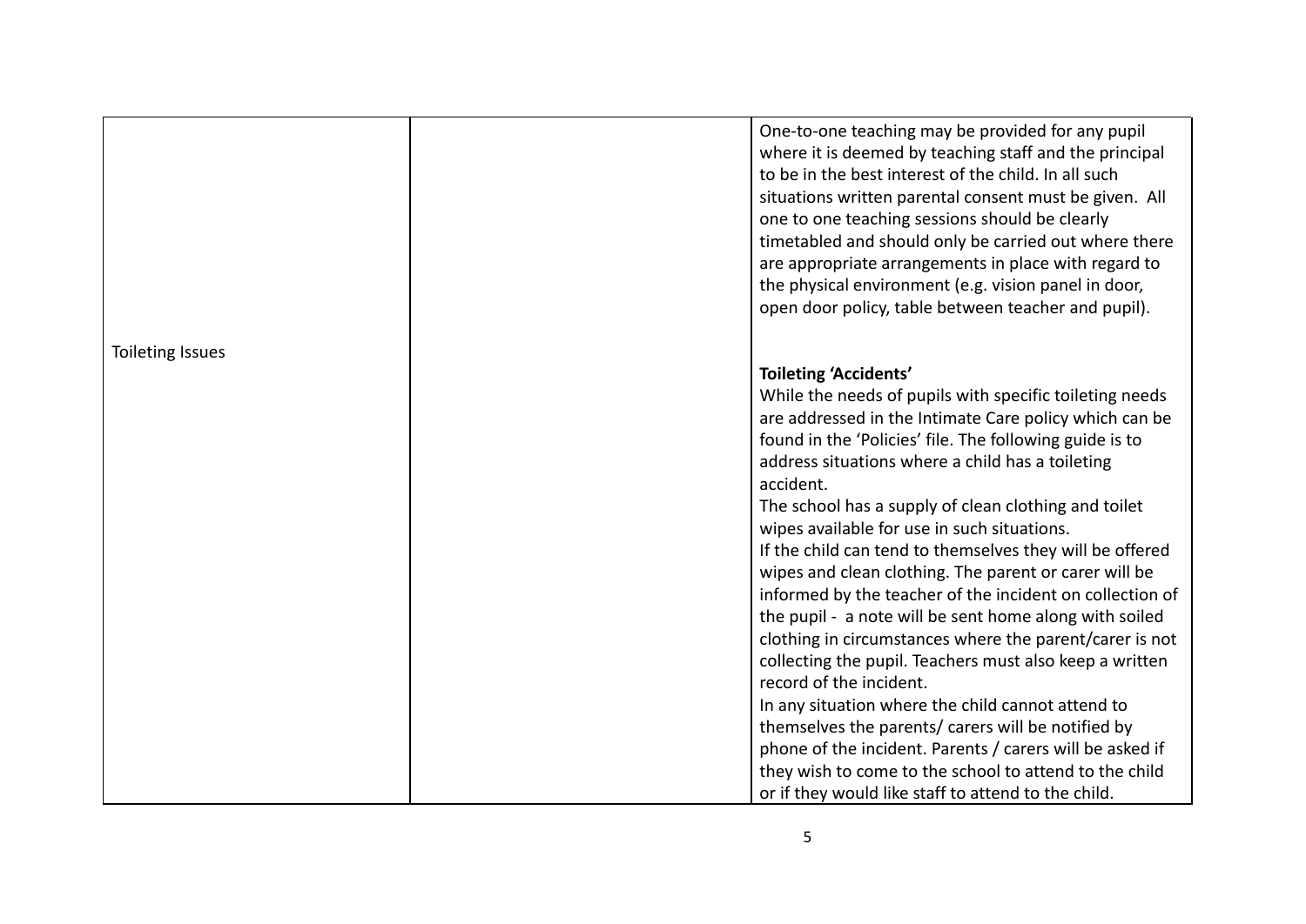| | | |
|---|---|---|
| Toileting Issues | | One-to-one teaching may be provided for any pupil where it is deemed by teaching staff and the principal to be in the best interest of the child. In all such situations written parental consent must be given. All one to one teaching sessions should be clearly timetabled and should only be carried out where there are appropriate arrangements in place with regard to the physical environment (e.g. vision panel in door, open door policy, table between teacher and pupil).<br><br>**Toileting 'Accidents'**<br>While the needs of pupils with specific toileting needs are addressed in the Intimate Care policy which can be found in the 'Policies' file. The following guide is to address situations where a child has a toileting accident.<br>The school has a supply of clean clothing and toilet wipes available for use in such situations.<br>If the child can tend to themselves they will be offered wipes and clean clothing. The parent or carer will be informed by the teacher of the incident on collection of the pupil - a note will be sent home along with soiled clothing in circumstances where the parent/carer is not collecting the pupil. Teachers must also keep a written record of the incident.<br>In any situation where the child cannot attend to themselves the parents/ carers will be notified by phone of the incident. Parents / carers will be asked if they wish to come to the school to attend to the child or if they would like staff to attend to the child. |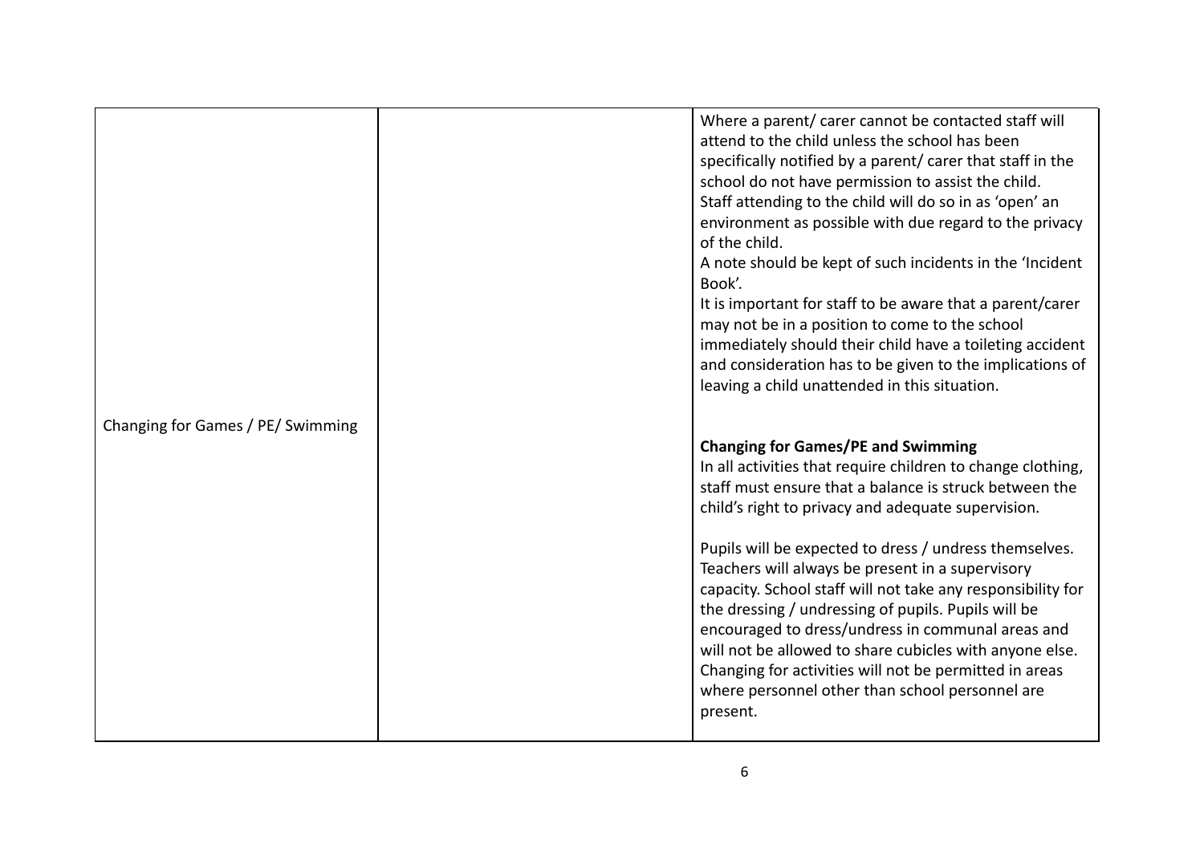| | | |
|---|---|---|
| | | Where a parent/ carer cannot be contacted staff will attend to the child unless the school has been specifically notified by a parent/ carer that staff in the school do not have permission to assist the child.<br>Staff attending to the child will do so in as 'open' an environment as possible with due regard to the privacy of the child.<br>A note should be kept of such incidents in the 'Incident Book'.<br>It is important for staff to be aware that a parent/carer may not be in a position to come to the school immediately should their child have a toileting accident and consideration has to be given to the implications of leaving a child unattended in this situation. |
| Changing for Games / PE/ Swimming | | **Changing for Games/PE and Swimming**<br>In all activities that require children to change clothing, staff must ensure that a balance is struck between the child's right to privacy and adequate supervision.<br><br>Pupils will be expected to dress / undress themselves. Teachers will always be present in a supervisory capacity. School staff will not take any responsibility for the dressing / undressing of pupils. Pupils will be encouraged to dress/undress in communal areas and will not be allowed to share cubicles with anyone else. Changing for activities will not be permitted in areas where personnel other than school personnel are present. |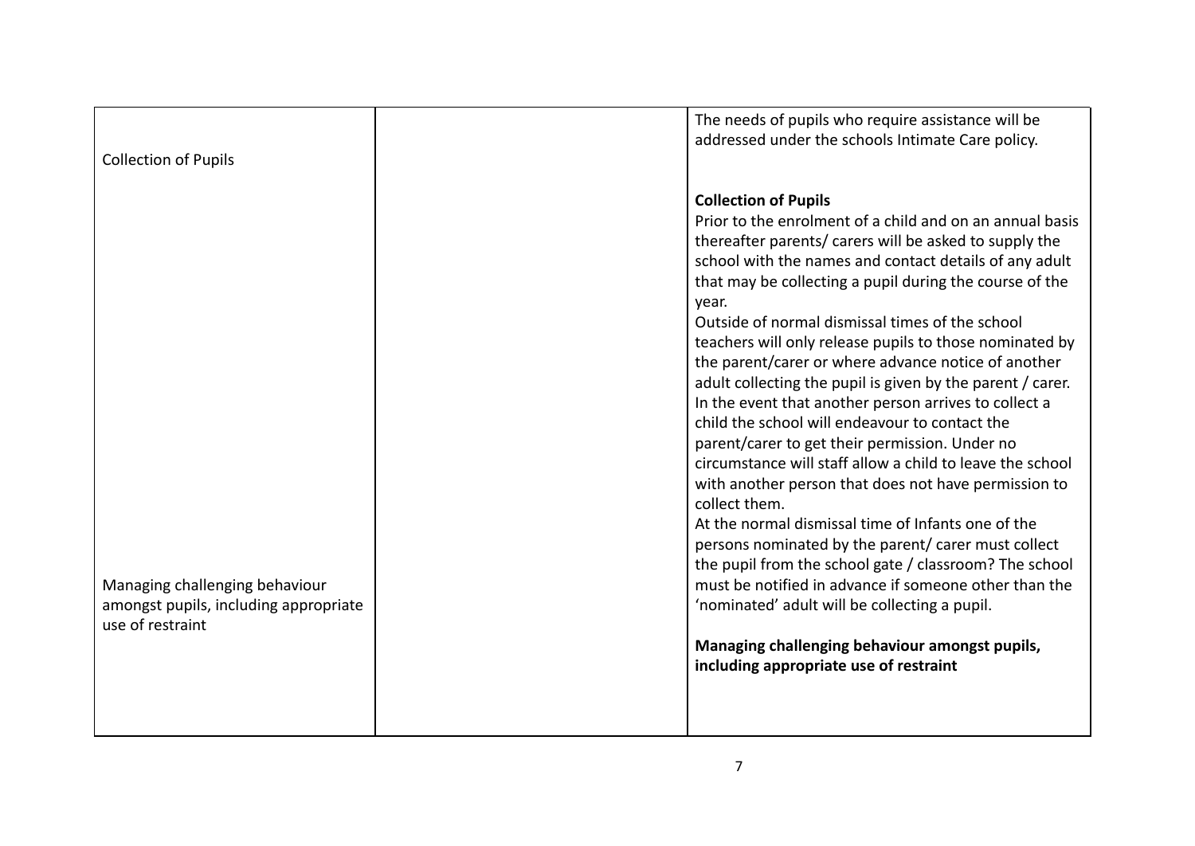| | | |
|---|---|---|
| Collection of Pupils | | The needs of pupils who require assistance will be addressed under the schools Intimate Care policy.<br><br>**Collection of Pupils**<br>Prior to the enrolment of a child and on an annual basis thereafter parents/ carers will be asked to supply the school with the names and contact details of any adult that may be collecting a pupil during the course of the year.<br>Outside of normal dismissal times of the school teachers will only release pupils to those nominated by the parent/carer or where advance notice of another adult collecting the pupil is given by the parent / carer. In the event that another person arrives to collect a child the school will endeavour to contact the parent/carer to get their permission. Under no circumstance will staff allow a child to leave the school with another person that does not have permission to collect them.<br>At the normal dismissal time of Infants one of the persons nominated by the parent/ carer must collect the pupil from the school gate / classroom? The school must be notified in advance if someone other than the 'nominated' adult will be collecting a pupil. |
| Managing challenging behaviour amongst pupils, including appropriate use of restraint | | **Managing challenging behaviour amongst pupils, including appropriate use of restraint** |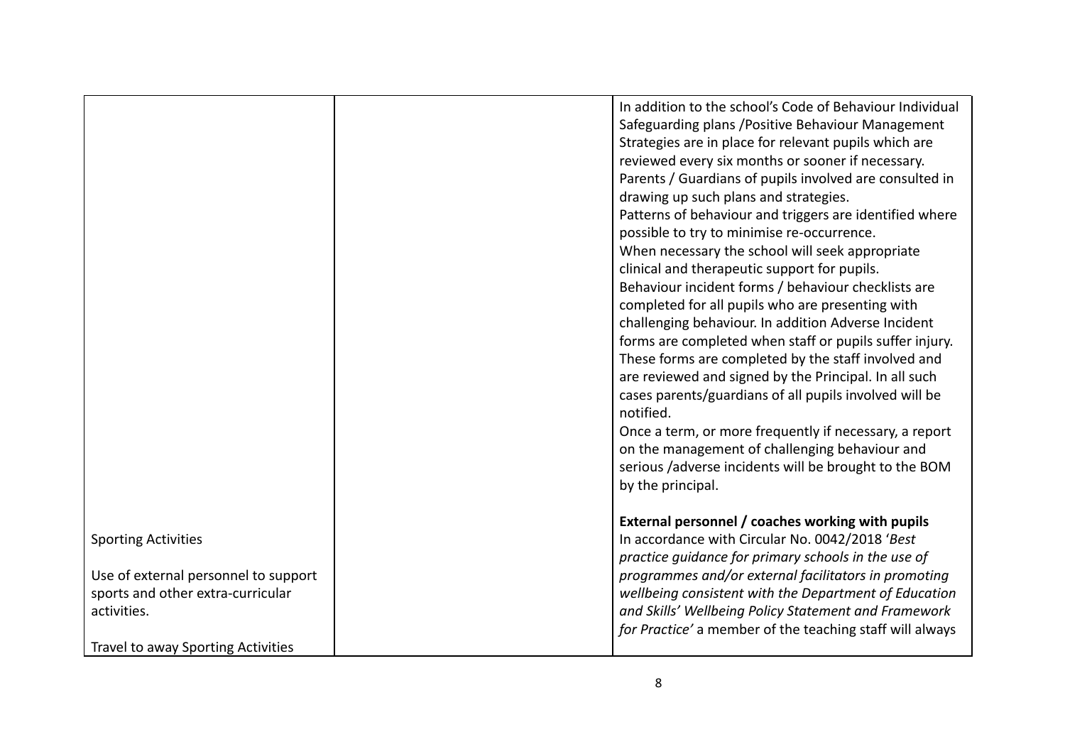|  |  |  |
|---|---|---|
|  |  | In addition to the school's Code of Behaviour Individual Safeguarding plans /Positive Behaviour Management Strategies are in place for relevant pupils which are reviewed every six months or sooner if necessary.<br>Parents / Guardians of pupils involved are consulted in drawing up such plans and strategies.<br>Patterns of behaviour and triggers are identified where possible to try to minimise re-occurrence.<br>When necessary the school will seek appropriate clinical and therapeutic support for pupils.<br>Behaviour incident forms / behaviour checklists are completed for all pupils who are presenting with challenging behaviour. In addition Adverse Incident forms are completed when staff or pupils suffer injury. These forms are completed by the staff involved and are reviewed and signed by the Principal. In all such cases parents/guardians of all pupils involved will be notified.<br>Once a term, or more frequently if necessary, a report on the management of challenging behaviour and serious /adverse incidents will be brought to the BOM by the principal. |
| Sporting Activities<br><br>Use of external personnel to support sports and other extra-curricular activities.<br><br>Travel to away Sporting Activities |  | **External personnel / coaches working with pupils**<br>In accordance with Circular No. 0042/2018 '*Best practice guidance for primary schools in the use of programmes and/or external facilitators in promoting wellbeing consistent with the Department of Education and Skills' Wellbeing Policy Statement and Framework for Practice*' a member of the teaching staff will always |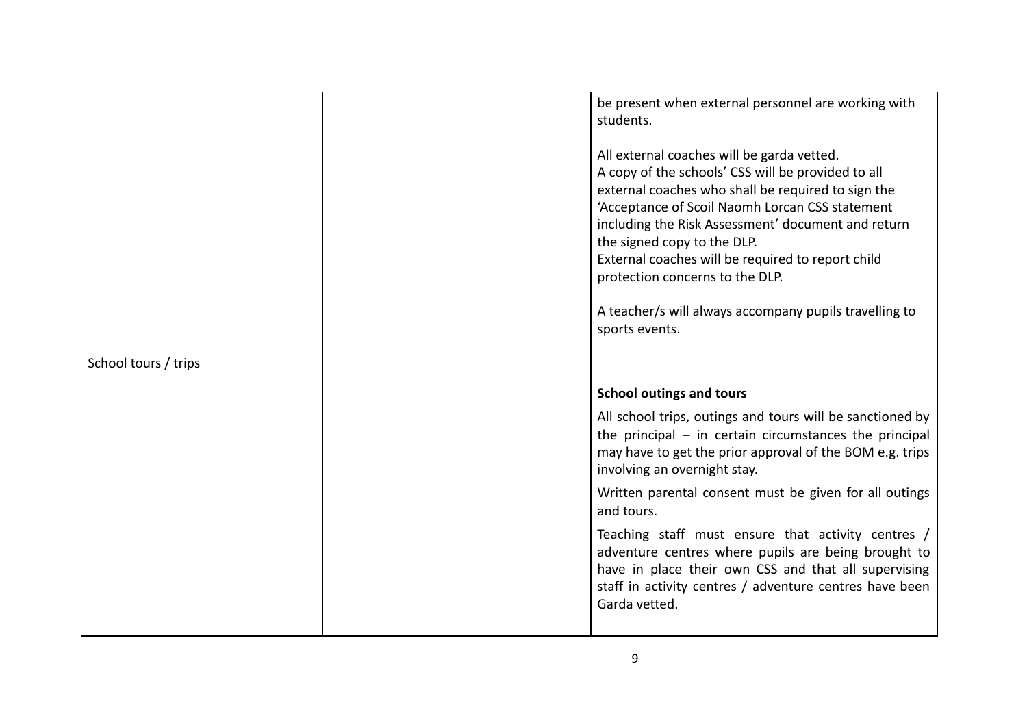| | | |
|---|---|---|
| | | be present when external personnel are working with students.<br><br>All external coaches will be garda vetted.<br>A copy of the schools' CSS will be provided to all external coaches who shall be required to sign the 'Acceptance of Scoil Naomh Lorcan CSS statement including the Risk Assessment' document and return the signed copy to the DLP.<br>External coaches will be required to report child protection concerns to the DLP.<br><br>A teacher/s will always accompany pupils travelling to sports events. |
| School tours / trips | | **School outings and tours**<br><br>All school trips, outings and tours will be sanctioned by the principal – in certain circumstances the principal may have to get the prior approval of the BOM e.g. trips involving an overnight stay.<br><br>Written parental consent must be given for all outings and tours.<br><br>Teaching staff must ensure that activity centres / adventure centres where pupils are being brought to have in place their own CSS and that all supervising staff in activity centres / adventure centres have been Garda vetted. |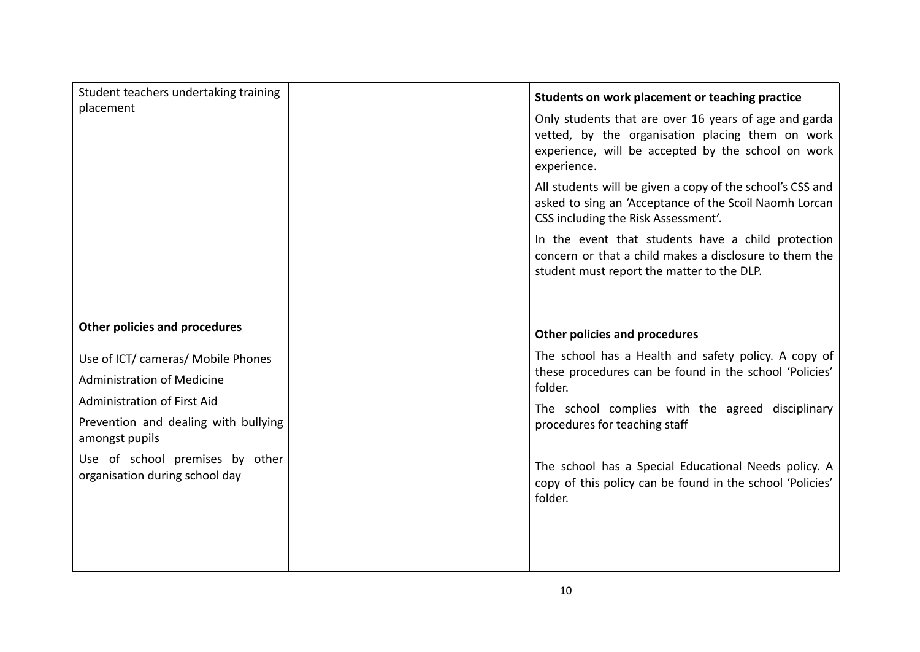| | | |
|---|---|---|
| Student teachers undertaking training placement | | **Students on work placement or teaching practice**<br><br>Only students that are over 16 years of age and garda vetted, by the organisation placing them on work experience, will be accepted by the school on work experience.<br><br>All students will be given a copy of the school's CSS and asked to sing an 'Acceptance of the Scoil Naomh Lorcan CSS including the Risk Assessment'.<br><br>In the event that students have a child protection concern or that a child makes a disclosure to them the student must report the matter to the DLP. |
| **Other policies and procedures**<br><br>Use of ICT/ cameras/ Mobile Phones<br><br>Administration of Medicine<br><br>Administration of First Aid<br><br>Prevention and dealing with bullying amongst pupils<br><br>Use of school premises by other organisation during school day | | **Other policies and procedures**<br><br>The school has a Health and safety policy. A copy of these procedures can be found in the school 'Policies' folder.<br><br>The school complies with the agreed disciplinary procedures for teaching staff<br><br>The school has a Special Educational Needs policy. A copy of this policy can be found in the school 'Policies' folder. |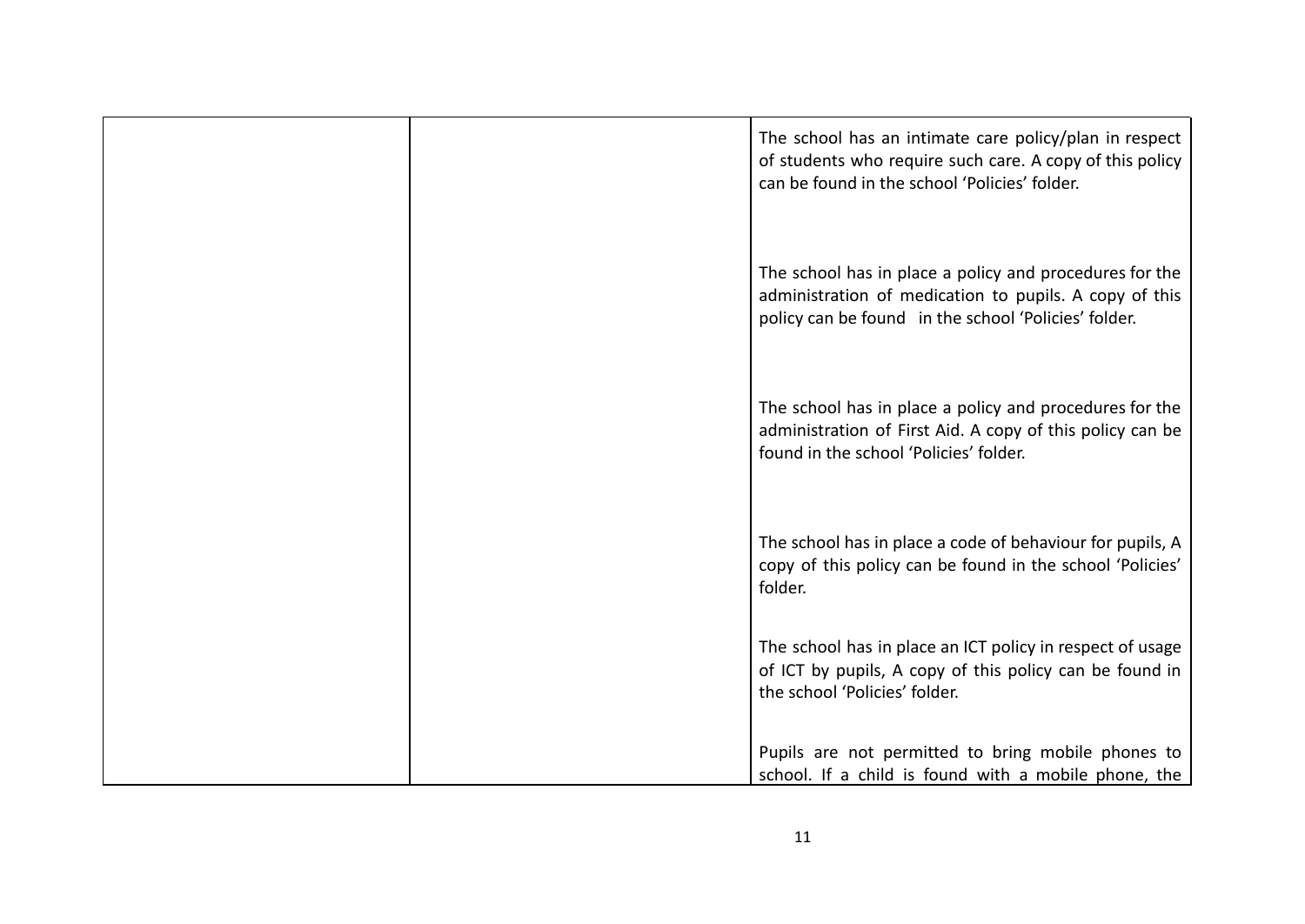| | | |
|---|---|---|
| | | The school has an intimate care policy/plan in respect of students who require such care. A copy of this policy can be found in the school 'Policies' folder.<br><br>The school has in place a policy and procedures for the administration of medication to pupils. A copy of this policy can be found in the school 'Policies' folder.<br><br>The school has in place a policy and procedures for the administration of First Aid. A copy of this policy can be found in the school 'Policies' folder.<br><br>The school has in place a code of behaviour for pupils, A copy of this policy can be found in the school 'Policies' folder.<br><br>The school has in place an ICT policy in respect of usage of ICT by pupils, A copy of this policy can be found in the school 'Policies' folder.<br><br>Pupils are not permitted to bring mobile phones to school. If a child is found with a mobile phone, the |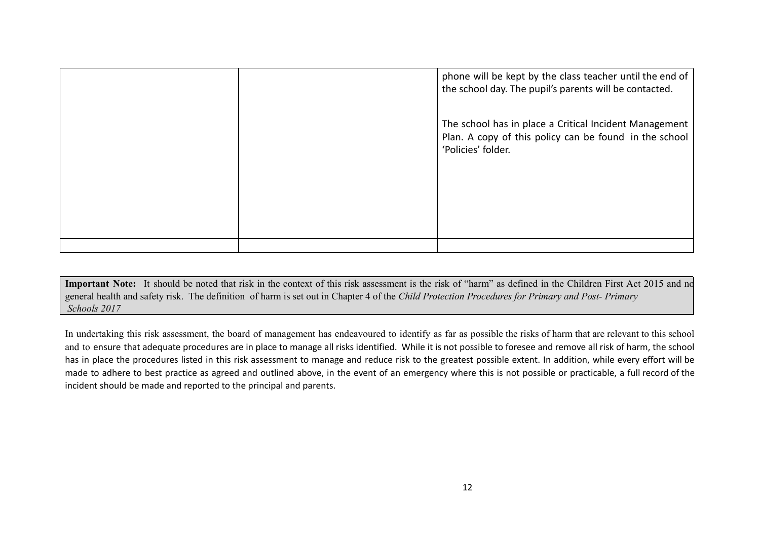|  |  |  |
|---|---|---|
|  |  | phone will be kept by the class teacher until the end of the school day. The pupil's parents will be contacted.<br><br>The school has in place a Critical Incident Management Plan. A copy of this policy can be found in the school 'Policies' folder. |
|  |  |  |

**Important Note:** It should be noted that risk in the context of this risk assessment is the risk of "harm" as defined in the Children First Act 2015 and not general health and safety risk. The definition of harm is set out in Chapter 4 of the *Child Protection Procedures for Primary and Post- Primary Schools 2017*

In undertaking this risk assessment, the board of management has endeavoured to identify as far as possible the risks of harm that are relevant to this school and to ensure that adequate procedures are in place to manage all risks identified. While it is not possible to foresee and remove all risk of harm, the school has in place the procedures listed in this risk assessment to manage and reduce risk to the greatest possible extent. In addition, while every effort will be made to adhere to best practice as agreed and outlined above, in the event of an emergency where this is not possible or practicable, a full record of the incident should be made and reported to the principal and parents.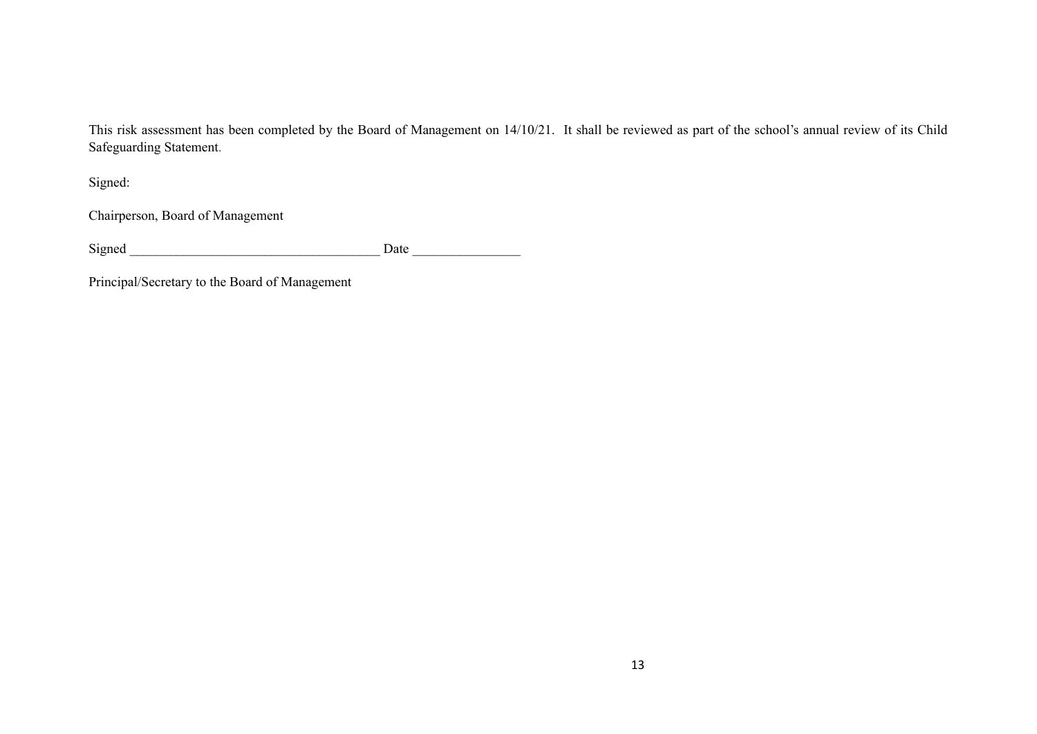This risk assessment has been completed by the Board of Management on 14/10/21. It shall be reviewed as part of the school's annual review of its Child Safeguarding Statement.

Signed:

Chairperson, Board of Management

Signed ____________________________________ Date ________________

Principal/Secretary to the Board of Management